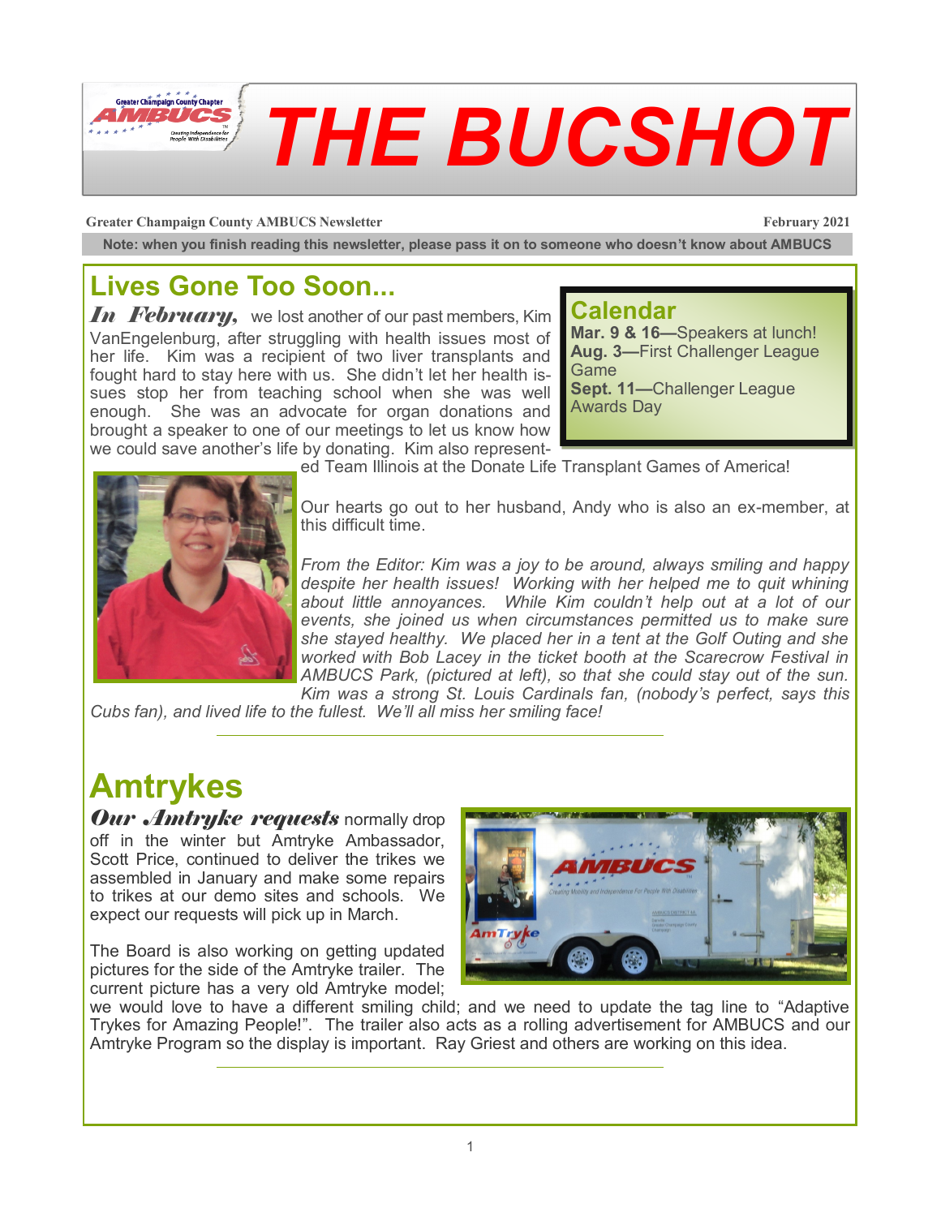# THE BUCSHOT

**Greater Champaign County AMBUCS Newsletter** — **February 2021**

**Note: when you finish reading this newsletter, please pass it on to someone who doesn't know about AMBUCS**

## Lives Gone Too Soon...

***In February,*** we lost another of our past members, Kim VanEngelenburg, after struggling with health issues most of her life. Kim was a recipient of two liver transplants and fought hard to stay here with us. She didn't let her health issues stop her from teaching school when she was well enough. She was an advocate for organ donations and brought a speaker to one of our meetings to let us know how we could save another's life by donating. Kim also represented Team Illinois at the Donate Life Transplant Games of America!

Our hearts go out to her husband, Andy who is also an ex-member, at this difficult time.

*From the Editor: Kim was a joy to be around, always smiling and happy despite her health issues! Working with her helped me to quit whining about little annoyances. While Kim couldn't help out at a lot of our events, she joined us when circumstances permitted us to make sure she stayed healthy. We placed her in a tent at the Golf Outing and she worked with Bob Lacey in the ticket booth at the Scarecrow Festival in AMBUCS Park, (pictured at left), so that she could stay out of the sun. Kim was a strong St. Louis Cardinals fan, (nobody's perfect, says this Cubs fan), and lived life to the fullest. We'll all miss her smiling face!*

## Calendar

**Mar. 9 & 16—**Speakers at lunch!
**Aug. 3—**First Challenger League Game
**Sept. 11—**Challenger League Awards Day

---

## Amtrykes

***Our Amtryke requests*** normally drop off in the winter but Amtryke Ambassador, Scott Price, continued to deliver the trikes we assembled in January and make some repairs to trikes at our demo sites and schools. We expect our requests will pick up in March.

The Board is also working on getting updated pictures for the side of the Amtryke trailer. The current picture has a very old Amtryke model; we would love to have a different smiling child; and we need to update the tag line to "Adaptive Trykes for Amazing People!". The trailer also acts as a rolling advertisement for AMBUCS and our Amtryke Program so the display is important. Ray Griest and others are working on this idea.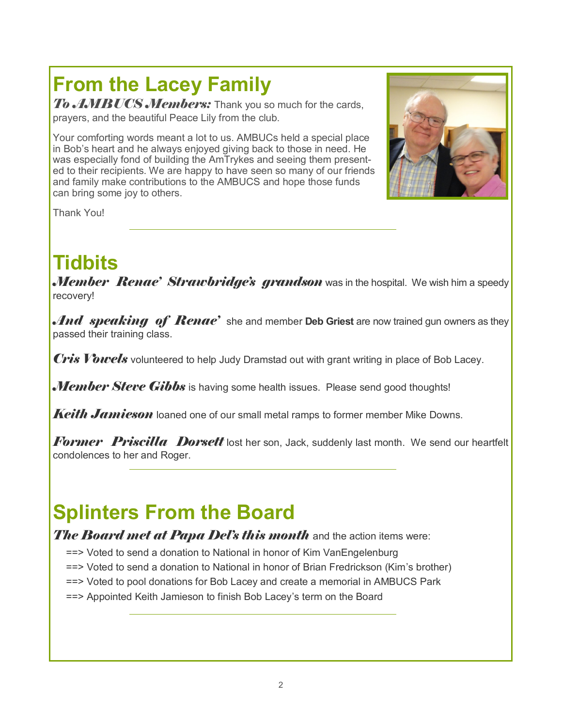## From the Lacey Family

***To AMBUCS Members:*** Thank you so much for the cards, prayers, and the beautiful Peace Lily from the club.

Your comforting words meant a lot to us. AMBUCs held a special place in Bob's heart and he always enjoyed giving back to those in need. He was especially fond of building the AmTrykes and seeing them presented to their recipients. We are happy to have seen so many of our friends and family make contributions to the AMBUCS and hope those funds can bring some joy to others.

Thank You!

---

## Tidbits

***Member Renae' Strawbridge's grandson*** was in the hospital. We wish him a speedy recovery!

***And speaking of Renae'*** she and member **Deb Griest** are now trained gun owners as they passed their training class.

***Cris Vowels*** volunteered to help Judy Dramstad out with grant writing in place of Bob Lacey.

***Member Steve Gibbs*** is having some health issues. Please send good thoughts!

***Keith Jamieson*** loaned one of our small metal ramps to former member Mike Downs.

***Former Priscilla Dorsett*** lost her son, Jack, suddenly last month. We send our heartfelt condolences to her and Roger.

---

## Splinters From the Board

***The Board met at Papa Del's this month*** and the action items were:

==> Voted to send a donation to National in honor of Kim VanEngelenburg

==> Voted to send a donation to National in honor of Brian Fredrickson (Kim's brother)

==> Voted to pool donations for Bob Lacey and create a memorial in AMBUCS Park

==> Appointed Keith Jamieson to finish Bob Lacey's term on the Board

---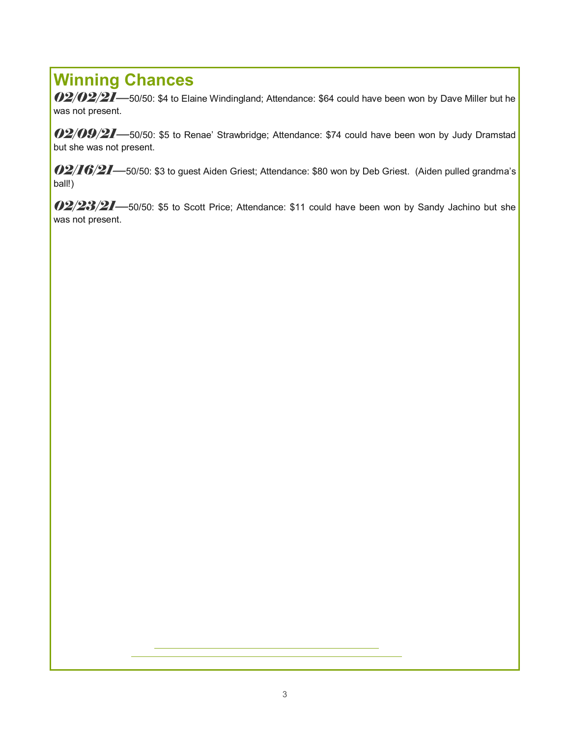## Winning Chances

***02/02/21***—50/50: $4 to Elaine Windingland; Attendance: $64 could have been won by Dave Miller but he was not present.

***02/09/21***—50/50: $5 to Renae' Strawbridge; Attendance: $74 could have been won by Judy Dramstad but she was not present.

***02/16/21***—50/50: $3 to guest Aiden Griest; Attendance: $80 won by Deb Griest. (Aiden pulled grandma's ball!)

***02/23/21***—50/50: $5 to Scott Price; Attendance: $11 could have been won by Sandy Jachino but she was not present.